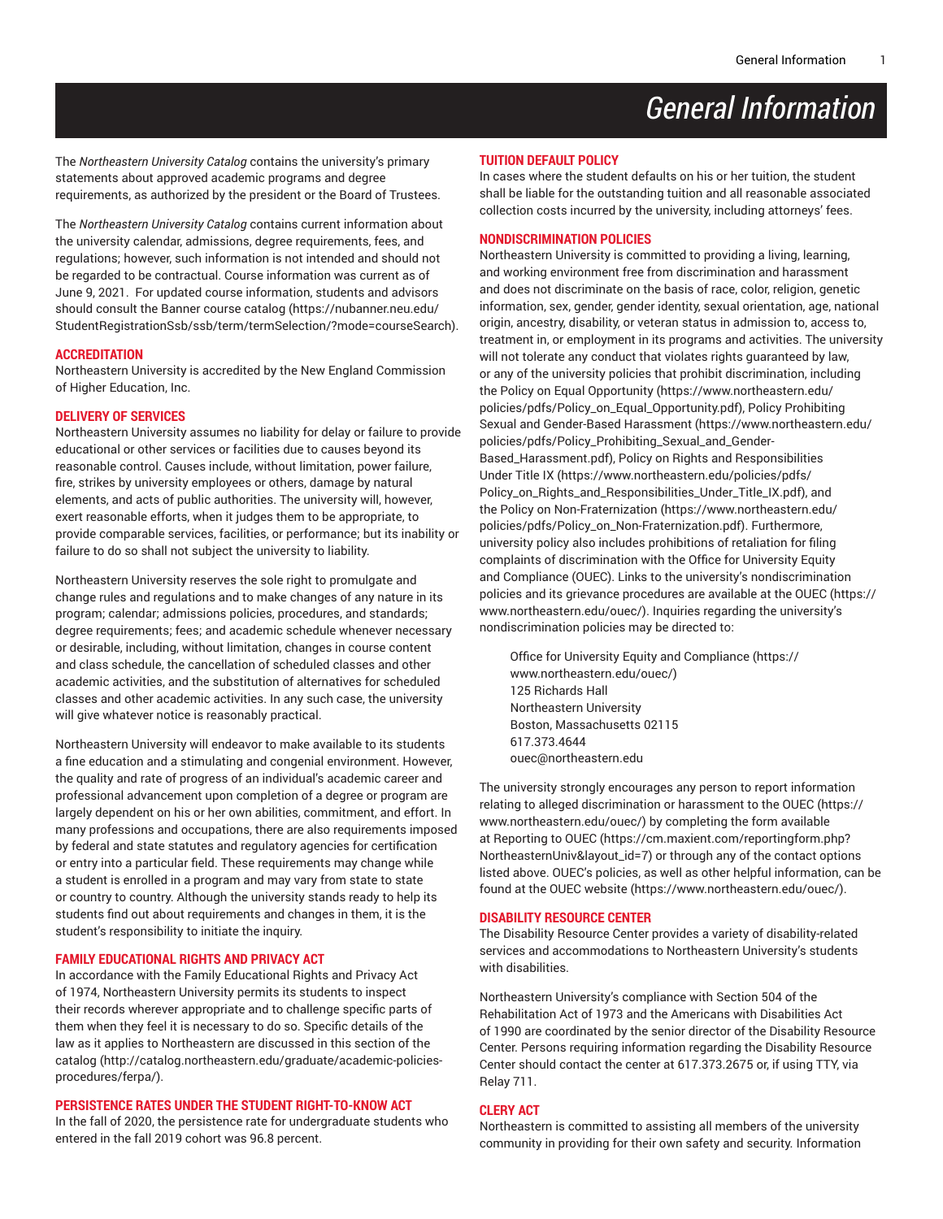# General Information

The *Northeastern University Catalog* contains the university's primary statements about approved academic programs and degree requirements, as authorized by the president or the Board of Trustees.

The *Northeastern University Catalog* contains current information about the university calendar, admissions, degree requirements, fees, and regulations; however, such information is not intended and should not be regarded to be contractual. Course information was current as of June 9, 2021. For updated course information, students and advisors should consult the Banner course catalog (https://nubanner.neu.edu/StudentRegistrationSsb/ssb/term/termSelection/?mode=courseSearch).

## ACCREDITATION

Northeastern University is accredited by the New England Commission of Higher Education, Inc.

## DELIVERY OF SERVICES

Northeastern University assumes no liability for delay or failure to provide educational or other services or facilities due to causes beyond its reasonable control. Causes include, without limitation, power failure, fire, strikes by university employees or others, damage by natural elements, and acts of public authorities. The university will, however, exert reasonable efforts, when it judges them to be appropriate, to provide comparable services, facilities, or performance; but its inability or failure to do so shall not subject the university to liability.

Northeastern University reserves the sole right to promulgate and change rules and regulations and to make changes of any nature in its program; calendar; admissions policies, procedures, and standards; degree requirements; fees; and academic schedule whenever necessary or desirable, including, without limitation, changes in course content and class schedule, the cancellation of scheduled classes and other academic activities, and the substitution of alternatives for scheduled classes and other academic activities. In any such case, the university will give whatever notice is reasonably practical.

Northeastern University will endeavor to make available to its students a fine education and a stimulating and congenial environment. However, the quality and rate of progress of an individual's academic career and professional advancement upon completion of a degree or program are largely dependent on his or her own abilities, commitment, and effort. In many professions and occupations, there are also requirements imposed by federal and state statutes and regulatory agencies for certification or entry into a particular field. These requirements may change while a student is enrolled in a program and may vary from state to state or country to country. Although the university stands ready to help its students find out about requirements and changes in them, it is the student's responsibility to initiate the inquiry.

## FAMILY EDUCATIONAL RIGHTS AND PRIVACY ACT

In accordance with the Family Educational Rights and Privacy Act of 1974, Northeastern University permits its students to inspect their records wherever appropriate and to challenge specific parts of them when they feel it is necessary to do so. Specific details of the law as it applies to Northeastern are discussed in this section of the catalog (http://catalog.northeastern.edu/graduate/academic-policies-procedures/ferpa/).

## PERSISTENCE RATES UNDER THE STUDENT RIGHT-TO-KNOW ACT

In the fall of 2020, the persistence rate for undergraduate students who entered in the fall 2019 cohort was 96.8 percent.

## TUITION DEFAULT POLICY

In cases where the student defaults on his or her tuition, the student shall be liable for the outstanding tuition and all reasonable associated collection costs incurred by the university, including attorneys' fees.

## NONDISCRIMINATION POLICIES

Northeastern University is committed to providing a living, learning, and working environment free from discrimination and harassment and does not discriminate on the basis of race, color, religion, genetic information, sex, gender, gender identity, sexual orientation, age, national origin, ancestry, disability, or veteran status in admission to, access to, treatment in, or employment in its programs and activities. The university will not tolerate any conduct that violates rights guaranteed by law, or any of the university policies that prohibit discrimination, including the Policy on Equal Opportunity (https://www.northeastern.edu/policies/pdfs/Policy_on_Equal_Opportunity.pdf), Policy Prohibiting Sexual and Gender-Based Harassment (https://www.northeastern.edu/policies/pdfs/Policy_Prohibiting_Sexual_and_Gender-Based_Harassment.pdf), Policy on Rights and Responsibilities Under Title IX (https://www.northeastern.edu/policies/pdfs/Policy_on_Rights_and_Responsibilities_Under_Title_IX.pdf), and the Policy on Non-Fraternization (https://www.northeastern.edu/policies/pdfs/Policy_on_Non-Fraternization.pdf). Furthermore, university policy also includes prohibitions of retaliation for filing complaints of discrimination with the Office for University Equity and Compliance (OUEC). Links to the university's nondiscrimination policies and its grievance procedures are available at the OUEC (https://www.northeastern.edu/ouec/). Inquiries regarding the university's nondiscrimination policies may be directed to:

> Office for University Equity and Compliance (https://www.northeastern.edu/ouec/)
> 125 Richards Hall
> Northeastern University
> Boston, Massachusetts 02115
> 617.373.4644
> ouec@northeastern.edu

The university strongly encourages any person to report information relating to alleged discrimination or harassment to the OUEC (https://www.northeastern.edu/ouec/) by completing the form available at Reporting to OUEC (https://cm.maxient.com/reportingform.php?NortheasternUniv&layout_id=7) or through any of the contact options listed above. OUEC's policies, as well as other helpful information, can be found at the OUEC website (https://www.northeastern.edu/ouec/).

## DISABILITY RESOURCE CENTER

The Disability Resource Center provides a variety of disability-related services and accommodations to Northeastern University's students with disabilities.

Northeastern University's compliance with Section 504 of the Rehabilitation Act of 1973 and the Americans with Disabilities Act of 1990 are coordinated by the senior director of the Disability Resource Center. Persons requiring information regarding the Disability Resource Center should contact the center at 617.373.2675 or, if using TTY, via Relay 711.

## CLERY ACT

Northeastern is committed to assisting all members of the university community in providing for their own safety and security. Information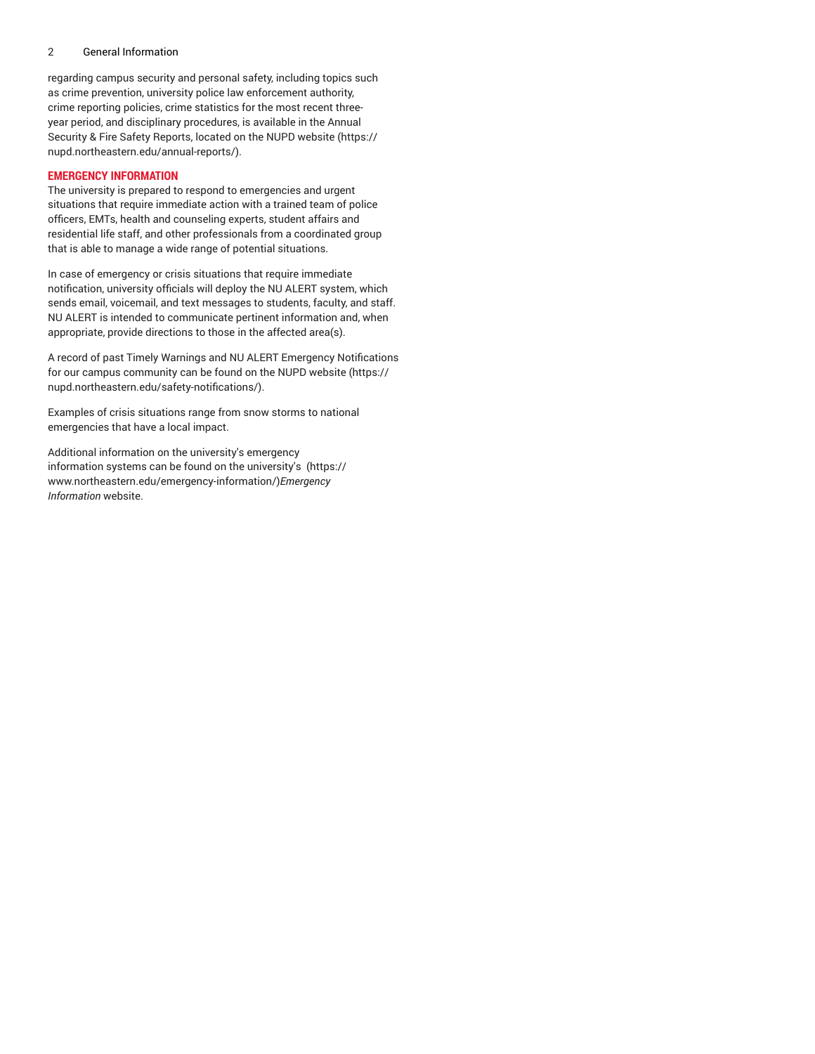regarding campus security and personal safety, including topics such as crime prevention, university police law enforcement authority, crime reporting policies, crime statistics for the most recent three-year period, and disciplinary procedures, is available in the Annual Security & Fire Safety Reports, located on the NUPD website (https://nupd.northeastern.edu/annual-reports/).

## EMERGENCY INFORMATION

The university is prepared to respond to emergencies and urgent situations that require immediate action with a trained team of police officers, EMTs, health and counseling experts, student affairs and residential life staff, and other professionals from a coordinated group that is able to manage a wide range of potential situations.

In case of emergency or crisis situations that require immediate notification, university officials will deploy the NU ALERT system, which sends email, voicemail, and text messages to students, faculty, and staff. NU ALERT is intended to communicate pertinent information and, when appropriate, provide directions to those in the affected area(s).

A record of past Timely Warnings and NU ALERT Emergency Notifications for our campus community can be found on the NUPD website (https://nupd.northeastern.edu/safety-notifications/).

Examples of crisis situations range from snow storms to national emergencies that have a local impact.

Additional information on the university's emergency information systems can be found on the university's (https://www.northeastern.edu/emergency-information/)*Emergency Information* website.